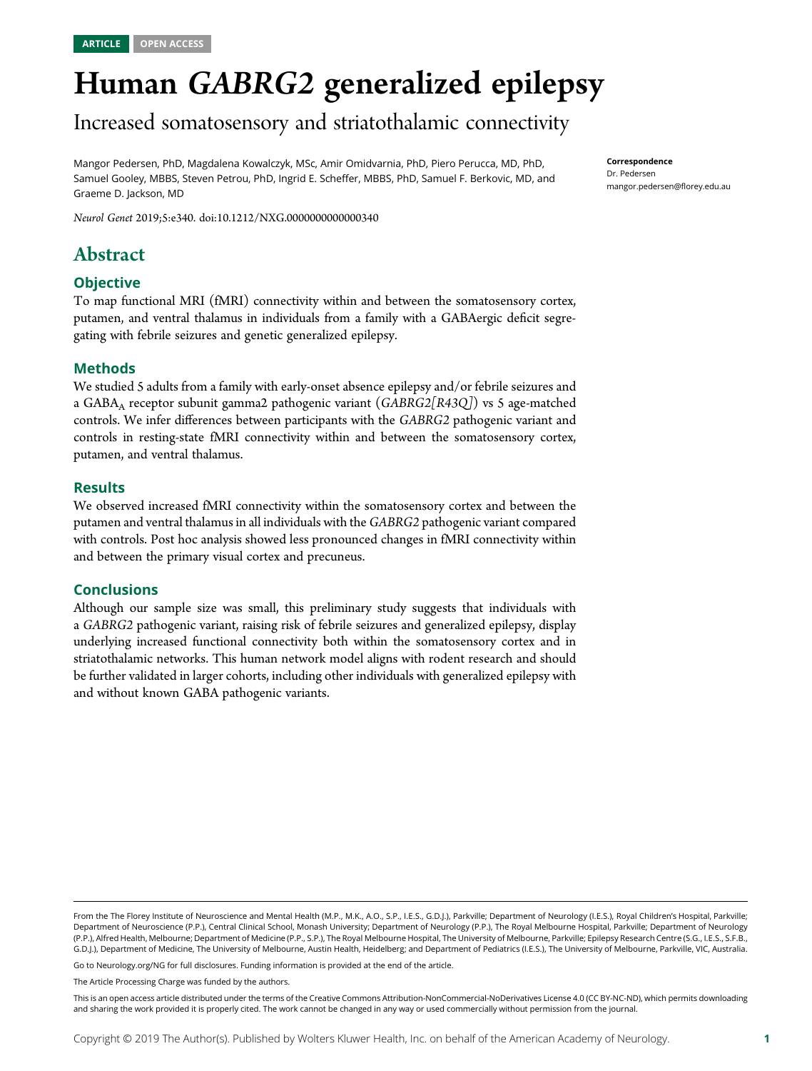ARTICLE OPEN ACCESS

# Human *GABRG2* generalized epilepsy

## Increased somatosensory and striatothalamic connectivity

Mangor Pedersen, PhD, Magdalena Kowalczyk, MSc, Amir Omidvarnia, PhD, Piero Perucca, MD, PhD, Samuel Gooley, MBBS, Steven Petrou, PhD, Ingrid E. Scheffer, MBBS, PhD, Samuel F. Berkovic, MD, and Graeme D. Jackson, MD

*Neurol Genet* 2019;5:e340. doi:10.1212/NXG.0000000000000340

**Correspondence**
Dr. Pedersen
mangor.pedersen@florey.edu.au

## Abstract

### Objective

To map functional MRI (fMRI) connectivity within and between the somatosensory cortex, putamen, and ventral thalamus in individuals from a family with a GABAergic deficit segregating with febrile seizures and genetic generalized epilepsy.

### Methods

We studied 5 adults from a family with early-onset absence epilepsy and/or febrile seizures and a $GABA_A$ receptor subunit gamma2 pathogenic variant (*GABRG2[R43Q]*) vs 5 age-matched controls. We infer differences between participants with the *GABRG2* pathogenic variant and controls in resting-state fMRI connectivity within and between the somatosensory cortex, putamen, and ventral thalamus.

### Results

We observed increased fMRI connectivity within the somatosensory cortex and between the putamen and ventral thalamus in all individuals with the *GABRG2* pathogenic variant compared with controls. Post hoc analysis showed less pronounced changes in fMRI connectivity within and between the primary visual cortex and precuneus.

### Conclusions

Although our sample size was small, this preliminary study suggests that individuals with a *GABRG2* pathogenic variant, raising risk of febrile seizures and generalized epilepsy, display underlying increased functional connectivity both within the somatosensory cortex and in striatothalamic networks. This human network model aligns with rodent research and should be further validated in larger cohorts, including other individuals with generalized epilepsy with and without known GABA pathogenic variants.

From the The Florey Institute of Neuroscience and Mental Health (M.P., M.K., A.O., S.P., I.E.S., G.D.J.), Parkville; Department of Neurology (I.E.S.), Royal Children's Hospital, Parkville; Department of Neuroscience (P.P.), Central Clinical School, Monash University; Department of Neurology (P.P.), The Royal Melbourne Hospital, Parkville; Department of Neurology (P.P.), Alfred Health, Melbourne; Department of Medicine (P.P., S.P.), The Royal Melbourne Hospital, The University of Melbourne, Parkville; Epilepsy Research Centre (S.G., I.E.S., S.F.B., G.D.J.), Department of Medicine, The University of Melbourne, Austin Health, Heidelberg; and Department of Pediatrics (I.E.S.), The University of Melbourne, Parkville, VIC, Australia.

Go to Neurology.org/NG for full disclosures. Funding information is provided at the end of the article.

The Article Processing Charge was funded by the authors.

This is an open access article distributed under the terms of the Creative Commons Attribution-NonCommercial-NoDerivatives License 4.0 (CC BY-NC-ND), which permits downloading and sharing the work provided it is properly cited. The work cannot be changed in any way or used commercially without permission from the journal.

Copyright © 2019 The Author(s). Published by Wolters Kluwer Health, Inc. on behalf of the American Academy of Neurology.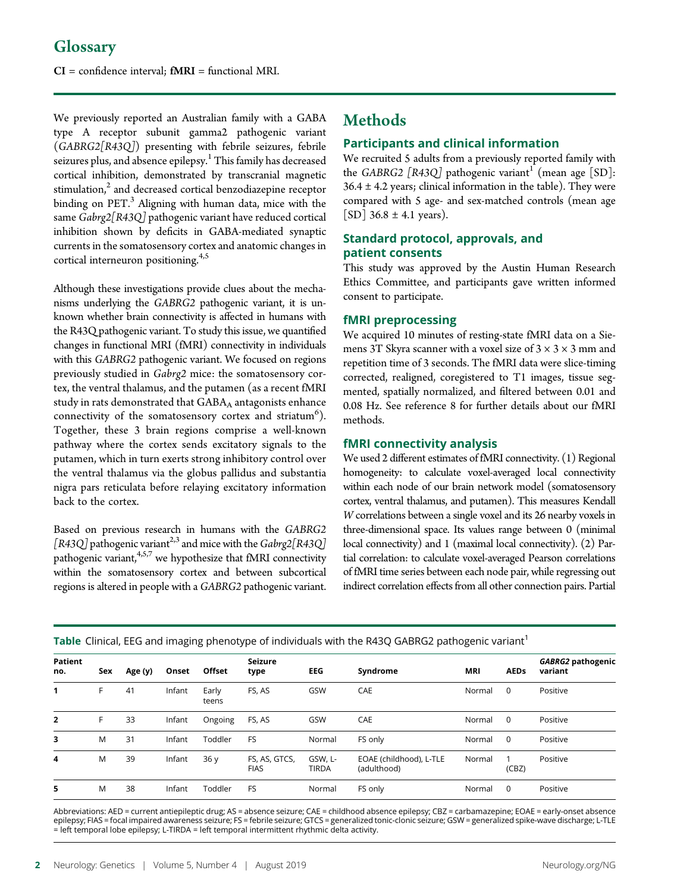## Glossary

**CI** = confidence interval; **fMRI** = functional MRI.

We previously reported an Australian family with a GABA type A receptor subunit gamma2 pathogenic variant (*GABRG2[R43Q]*) presenting with febrile seizures, febrile seizures plus, and absence epilepsy.[1] This family has decreased cortical inhibition, demonstrated by transcranial magnetic stimulation,[2] and decreased cortical benzodiazepine receptor binding on PET.[3] Aligning with human data, mice with the same *Gabrg2[R43Q]* pathogenic variant have reduced cortical inhibition shown by deficits in GABA-mediated synaptic currents in the somatosensory cortex and anatomic changes in cortical interneuron positioning.[4,5]

Although these investigations provide clues about the mechanisms underlying the *GABRG2* pathogenic variant, it is unknown whether brain connectivity is affected in humans with the R43Q pathogenic variant. To study this issue, we quantified changes in functional MRI (fMRI) connectivity in individuals with this *GABRG2* pathogenic variant. We focused on regions previously studied in *Gabrg2* mice: the somatosensory cortex, the ventral thalamus, and the putamen (as a recent fMRI study in rats demonstrated that $GABA_A$ antagonists enhance connectivity of the somatosensory cortex and striatum[6]). Together, these 3 brain regions comprise a well-known pathway where the cortex sends excitatory signals to the putamen, which in turn exerts strong inhibitory control over the ventral thalamus via the globus pallidus and substantia nigra pars reticulata before relaying excitatory information back to the cortex.

Based on previous research in humans with the *GABRG2 [R43Q]* pathogenic variant[2,3] and mice with the *Gabrg2[R43Q]* pathogenic variant,[4,5,7] we hypothesize that fMRI connectivity within the somatosensory cortex and between subcortical regions is altered in people with a *GABRG2* pathogenic variant.

# Methods

## Participants and clinical information

We recruited 5 adults from a previously reported family with the *GABRG2 [R43Q]* pathogenic variant[1] (mean age [SD]: 36.4 ± 4.2 years; clinical information in the table). They were compared with 5 age- and sex-matched controls (mean age [SD] 36.8 ± 4.1 years).

## Standard protocol, approvals, and patient consents

This study was approved by the Austin Human Research Ethics Committee, and participants gave written informed consent to participate.

## fMRI preprocessing

We acquired 10 minutes of resting-state fMRI data on a Siemens 3T Skyra scanner with a voxel size of 3 × 3 × 3 mm and repetition time of 3 seconds. The fMRI data were slice-timing corrected, realigned, coregistered to T1 images, tissue segmented, spatially normalized, and filtered between 0.01 and 0.08 Hz. See reference 8 for further details about our fMRI methods.

## fMRI connectivity analysis

We used 2 different estimates of fMRI connectivity. (1) Regional homogeneity: to calculate voxel-averaged local connectivity within each node of our brain network model (somatosensory cortex, ventral thalamus, and putamen). This measures Kendall *W* correlations between a single voxel and its 26 nearby voxels in three-dimensional space. Its values range between 0 (minimal local connectivity) and 1 (maximal local connectivity). (2) Partial correlation: to calculate voxel-averaged Pearson correlations of fMRI time series between each node pair, while regressing out indirect correlation effects from all other connection pairs. Partial

**Table** Clinical, EEG and imaging phenotype of individuals with the R43Q GABRG2 pathogenic variant[1]

| Patient no. | Sex | Age (y) | Onset | Offset | Seizure type | EEG | Syndrome | MRI | AEDs | *GABRG2* pathogenic variant |
|---|---|---|---|---|---|---|---|---|---|---|
| 1 | F | 41 | Infant | Early teens | FS, AS | GSW | CAE | Normal | 0 | Positive |
| 2 | F | 33 | Infant | Ongoing | FS, AS | GSW | CAE | Normal | 0 | Positive |
| 3 | M | 31 | Infant | Toddler | FS | Normal | FS only | Normal | 0 | Positive |
| 4 | M | 39 | Infant | 36 y | FS, AS, GTCS, FIAS | GSW, L-TIRDA | EOAE (childhood), L-TLE (adulthood) | Normal | 1 (CBZ) | Positive |
| 5 | M | 38 | Infant | Toddler | FS | Normal | FS only | Normal | 0 | Positive |

Abbreviations: AED = current antiepileptic drug; AS = absence seizure; CAE = childhood absence epilepsy; CBZ = carbamazepine; EOAE = early-onset absence epilepsy; FIAS = focal impaired awareness seizure; FS = febrile seizure; GTCS = generalized tonic-clonic seizure; GSW = generalized spike-wave discharge; L-TLE = left temporal lobe epilepsy; L-TIRDA = left temporal intermittent rhythmic delta activity.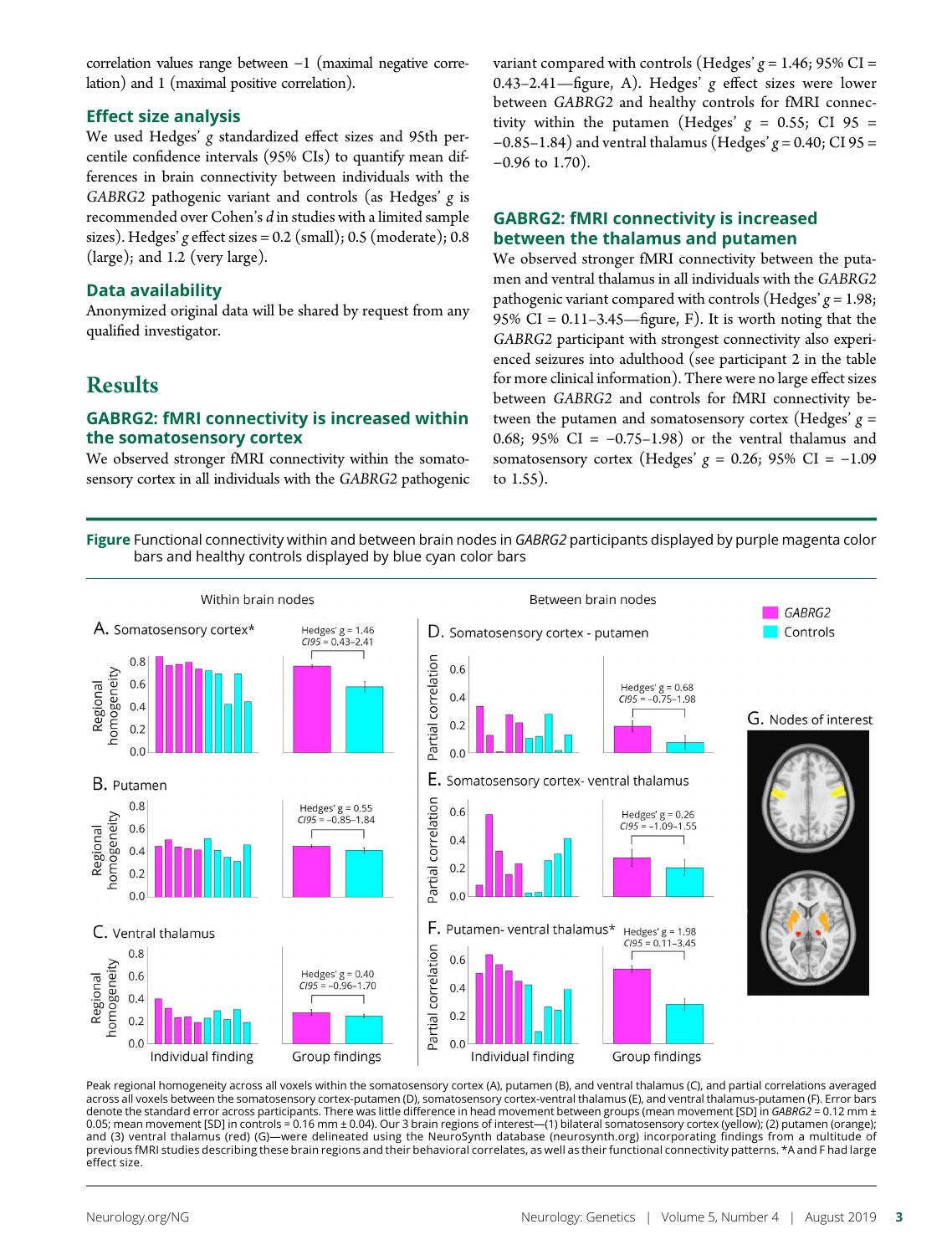correlation values range between −1 (maximal negative correlation) and 1 (maximal positive correlation).

### Effect size analysis

We used Hedges' *g* standardized effect sizes and 95th percentile confidence intervals (95% CIs) to quantify mean differences in brain connectivity between individuals with the *GABRG2* pathogenic variant and controls (as Hedges' *g* is recommended over Cohen's *d* in studies with a limited sample sizes). Hedges' *g* effect sizes = 0.2 (small); 0.5 (moderate); 0.8 (large); and 1.2 (very large).

### Data availability

Anonymized original data will be shared by request from any qualified investigator.

## Results

### GABRG2: fMRI connectivity is increased within the somatosensory cortex

We observed stronger fMRI connectivity within the somatosensory cortex in all individuals with the *GABRG2* pathogenic variant compared with controls (Hedges' *g* = 1.46; 95% CI = 0.43–2.41—figure, A). Hedges' *g* effect sizes were lower between *GABRG2* and healthy controls for fMRI connectivity within the putamen (Hedges' *g* = 0.55; CI 95 = −0.85–1.84) and ventral thalamus (Hedges' *g* = 0.40; CI 95 = −0.96 to 1.70).

### GABRG2: fMRI connectivity is increased between the thalamus and putamen

We observed stronger fMRI connectivity between the putamen and ventral thalamus in all individuals with the *GABRG2* pathogenic variant compared with controls (Hedges' *g* = 1.98; 95% CI = 0.11–3.45—figure, F). It is worth noting that the *GABRG2* participant with strongest connectivity also experienced seizures into adulthood (see participant 2 in the table for more clinical information). There were no large effect sizes between *GABRG2* and controls for fMRI connectivity between the putamen and somatosensory cortex (Hedges' *g* = 0.68; 95% CI = −0.75–1.98) or the ventral thalamus and somatosensory cortex (Hedges' *g* = 0.26; 95% CI = −1.09 to 1.55).

**Figure** Functional connectivity within and between brain nodes in *GABRG2* participants displayed by purple magenta color bars and healthy controls displayed by blue cyan color bars

Peak regional homogeneity across all voxels within the somatosensory cortex (A), putamen (B), and ventral thalamus (C), and partial correlations averaged across all voxels between the somatosensory cortex-putamen (D), somatosensory cortex-ventral thalamus (E), and ventral thalamus-putamen (F). Error bars denote the standard error across participants. There was little difference in head movement between groups (mean movement [SD] in *GABRG2* = 0.12 mm ± 0.05; mean movement [SD] in controls = 0.16 mm ± 0.04). Our 3 brain regions of interest—(1) bilateral somatosensory cortex (yellow); (2) putamen (orange); and (3) ventral thalamus (red) (G)—were delineated using the NeuroSynth database (neurosynth.org) incorporating findings from a multitude of previous fMRI studies describing these brain regions and their behavioral correlates, as well as their functional connectivity patterns. *A and F had large effect size.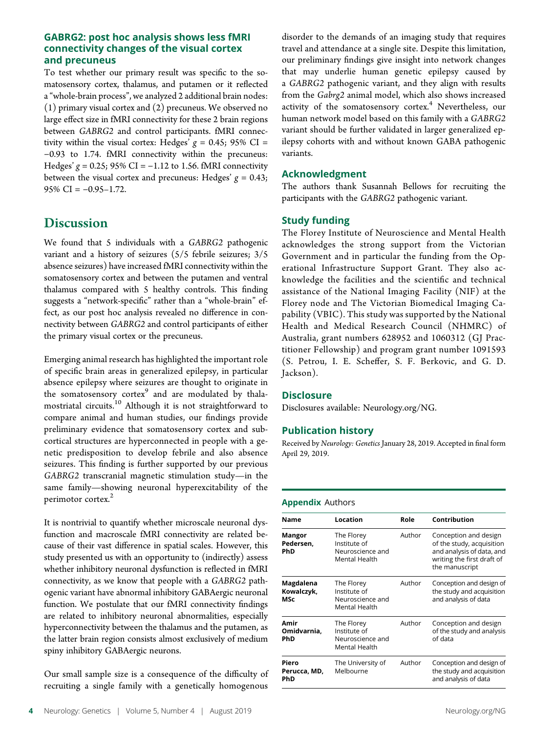### GABRG2: post hoc analysis shows less fMRI connectivity changes of the visual cortex and precuneus

To test whether our primary result was specific to the somatosensory cortex, thalamus, and putamen or it reflected a "whole-brain process", we analyzed 2 additional brain nodes: (1) primary visual cortex and (2) precuneus. We observed no large effect size in fMRI connectivity for these 2 brain regions between *GABRG2* and control participants. fMRI connectivity within the visual cortex: Hedges' $g = 0.45$; 95% CI = −0.93 to 1.74. fMRI connectivity within the precuneus: Hedges' $g = 0.25$; 95% CI = −1.12 to 1.56. fMRI connectivity between the visual cortex and precuneus: Hedges' $g = 0.43$; 95% CI = −0.95–1.72.

## Discussion

We found that 5 individuals with a *GABRG2* pathogenic variant and a history of seizures (5/5 febrile seizures; 3/5 absence seizures) have increased fMRI connectivity within the somatosensory cortex and between the putamen and ventral thalamus compared with 5 healthy controls. This finding suggests a "network-specific" rather than a "whole-brain" effect, as our post hoc analysis revealed no difference in connectivity between *GABRG2* and control participants of either the primary visual cortex or the precuneus.

Emerging animal research has highlighted the important role of specific brain areas in generalized epilepsy, in particular absence epilepsy where seizures are thought to originate in the somatosensory cortex[9] and are modulated by thalamostriatal circuits.[10] Although it is not straightforward to compare animal and human studies, our findings provide preliminary evidence that somatosensory cortex and subcortical structures are hyperconnected in people with a genetic predisposition to develop febrile and also absence seizures. This finding is further supported by our previous *GABRG2* transcranial magnetic stimulation study—in the same family—showing neuronal hyperexcitability of the perimotor cortex.[2]

It is nontrivial to quantify whether microscale neuronal dysfunction and macroscale fMRI connectivity are related because of their vast difference in spatial scales. However, this study presented us with an opportunity to (indirectly) assess whether inhibitory neuronal dysfunction is reflected in fMRI connectivity, as we know that people with a *GABRG2* pathogenic variant have abnormal inhibitory GABAergic neuronal function. We postulate that our fMRI connectivity findings are related to inhibitory neuronal abnormalities, especially hyperconnectivity between the thalamus and the putamen, as the latter brain region consists almost exclusively of medium spiny inhibitory GABAergic neurons.

Our small sample size is a consequence of the difficulty of recruiting a single family with a genetically homogenous disorder to the demands of an imaging study that requires travel and attendance at a single site. Despite this limitation, our preliminary findings give insight into network changes that may underlie human genetic epilepsy caused by a *GABRG2* pathogenic variant, and they align with results from the *Gabrg2* animal model, which also shows increased activity of the somatosensory cortex.[4] Nevertheless, our human network model based on this family with a *GABRG2* variant should be further validated in larger generalized epilepsy cohorts with and without known GABA pathogenic variants.

### Acknowledgment

The authors thank Susannah Bellows for recruiting the participants with the *GABRG2* pathogenic variant.

### Study funding

The Florey Institute of Neuroscience and Mental Health acknowledges the strong support from the Victorian Government and in particular the funding from the Operational Infrastructure Support Grant. They also acknowledge the facilities and the scientific and technical assistance of the National Imaging Facility (NIF) at the Florey node and The Victorian Biomedical Imaging Capability (VBIC). This study was supported by the National Health and Medical Research Council (NHMRC) of Australia, grant numbers 628952 and 1060312 (GJ Practitioner Fellowship) and program grant number 1091593 (S. Petrou, I. E. Scheffer, S. F. Berkovic, and G. D. Jackson).

### Disclosure

Disclosures available: Neurology.org/NG.

### Publication history

Received by *Neurology: Genetics* January 28, 2019. Accepted in final form April 29, 2019.

**Appendix** Authors

| Name | Location | Role | Contribution |
| --- | --- | --- | --- |
| **Mangor Pedersen, PhD** | The Florey Institute of Neuroscience and Mental Health | Author | Conception and design of the study, acquisition and analysis of data, and writing the first draft of the manuscript |
| **Magdalena Kowalczyk, MSc** | The Florey Institute of Neuroscience and Mental Health | Author | Conception and design of the study and acquisition and analysis of data |
| **Amir Omidvarnia, PhD** | The Florey Institute of Neuroscience and Mental Health | Author | Conception and design of the study and analysis of data |
| **Piero Perucca, MD, PhD** | The University of Melbourne | Author | Conception and design of the study and acquisition and analysis of data |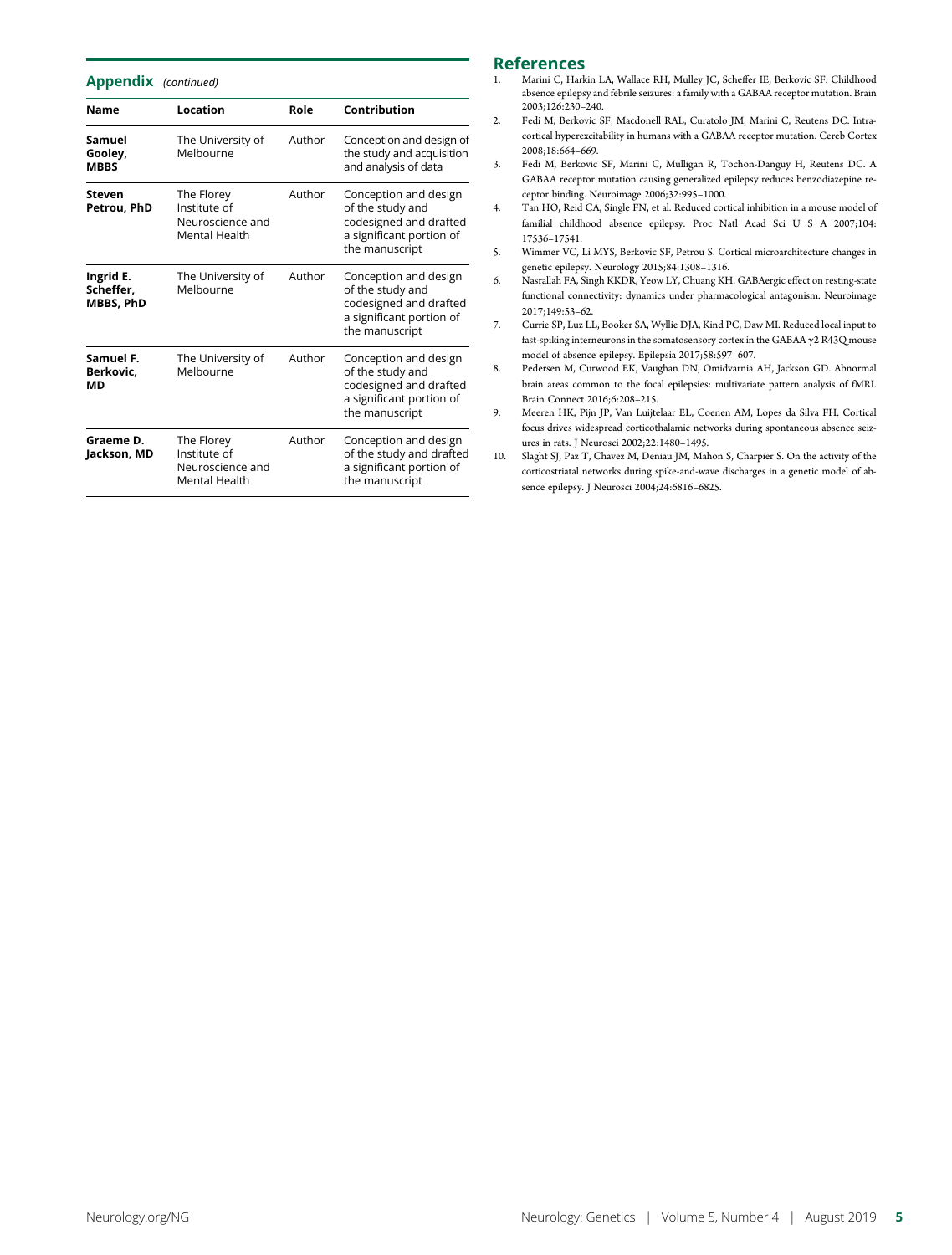## Appendix *(continued)*

| Name | Location | Role | Contribution |
|---|---|---|---|
| **Samuel Gooley, MBBS** | The University of Melbourne | Author | Conception and design of the study and acquisition and analysis of data |
| **Steven Petrou, PhD** | The Florey Institute of Neuroscience and Mental Health | Author | Conception and design of the study and codesigned and drafted a significant portion of the manuscript |
| **Ingrid E. Scheffer, MBBS, PhD** | The University of Melbourne | Author | Conception and design of the study and codesigned and drafted a significant portion of the manuscript |
| **Samuel F. Berkovic, MD** | The University of Melbourne | Author | Conception and design of the study and codesigned and drafted a significant portion of the manuscript |
| **Graeme D. Jackson, MD** | The Florey Institute of Neuroscience and Mental Health | Author | Conception and design of the study and drafted a significant portion of the manuscript |

## References

1. Marini C, Harkin LA, Wallace RH, Mulley JC, Scheffer IE, Berkovic SF. Childhood absence epilepsy and febrile seizures: a family with a GABAA receptor mutation. Brain 2003;126:230–240.
2. Fedi M, Berkovic SF, Macdonell RAL, Curatolo JM, Marini C, Reutens DC. Intracortical hyperexcitability in humans with a GABAA receptor mutation. Cereb Cortex 2008;18:664–669.
3. Fedi M, Berkovic SF, Marini C, Mulligan R, Tochon-Danguy H, Reutens DC. A GABAA receptor mutation causing generalized epilepsy reduces benzodiazepine receptor binding. Neuroimage 2006;32:995–1000.
4. Tan HO, Reid CA, Single FN, et al. Reduced cortical inhibition in a mouse model of familial childhood absence epilepsy. Proc Natl Acad Sci U S A 2007;104:17536–17541.
5. Wimmer VC, Li MYS, Berkovic SF, Petrou S. Cortical microarchitecture changes in genetic epilepsy. Neurology 2015;84:1308–1316.
6. Nasrallah FA, Singh KKDR, Yeow LY, Chuang KH. GABAergic effect on resting-state functional connectivity: dynamics under pharmacological antagonism. Neuroimage 2017;149:53–62.
7. Currie SP, Luz LL, Booker SA, Wyllie DJA, Kind PC, Daw MI. Reduced local input to fast-spiking interneurons in the somatosensory cortex in the GABAA γ2 R43Q mouse model of absence epilepsy. Epilepsia 2017;58:597–607.
8. Pedersen M, Curwood EK, Vaughan DN, Omidvarnia AH, Jackson GD. Abnormal brain areas common to the focal epilepsies: multivariate pattern analysis of fMRI. Brain Connect 2016;6:208–215.
9. Meeren HK, Pijn JP, Van Luijtelaar EL, Coenen AM, Lopes da Silva FH. Cortical focus drives widespread corticothalamic networks during spontaneous absence seizures in rats. J Neurosci 2002;22:1480–1495.
10. Slaght SJ, Paz T, Chavez M, Deniau JM, Mahon S, Charpier S. On the activity of the corticostriatal networks during spike-and-wave discharges in a genetic model of absence epilepsy. J Neurosci 2004;24:6816–6825.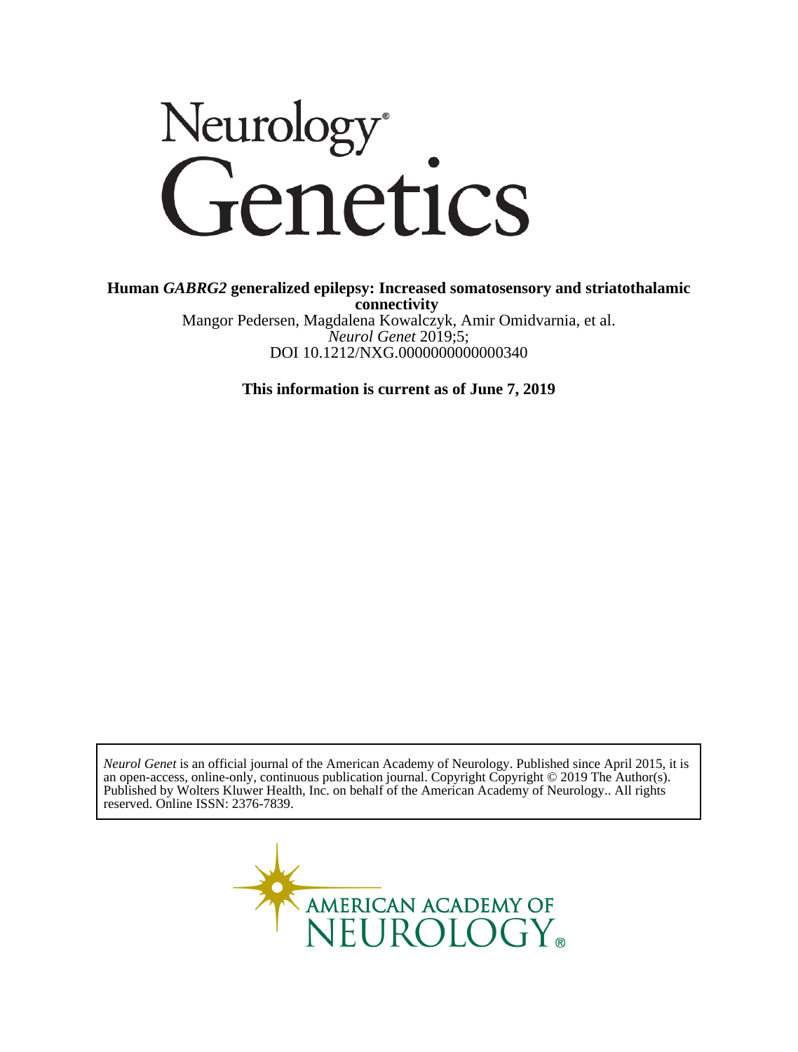Neurology Genetics

**Human *GABRG2* generalized epilepsy: Increased somatosensory and striatothalamic connectivity**

Mangor Pedersen, Magdalena Kowalczyk, Amir Omidvarnia, et al.

*Neurol Genet* 2019;5;

DOI 10.1212/NXG.0000000000000340

**This information is current as of June 7, 2019**

*Neurol Genet* is an official journal of the American Academy of Neurology. Published since April 2015, it is an open-access, online-only, continuous publication journal. Copyright Copyright © 2019 The Author(s). Published by Wolters Kluwer Health, Inc. on behalf of the American Academy of Neurology.. All rights reserved. Online ISSN: 2376-7839.

AMERICAN ACADEMY OF NEUROLOGY®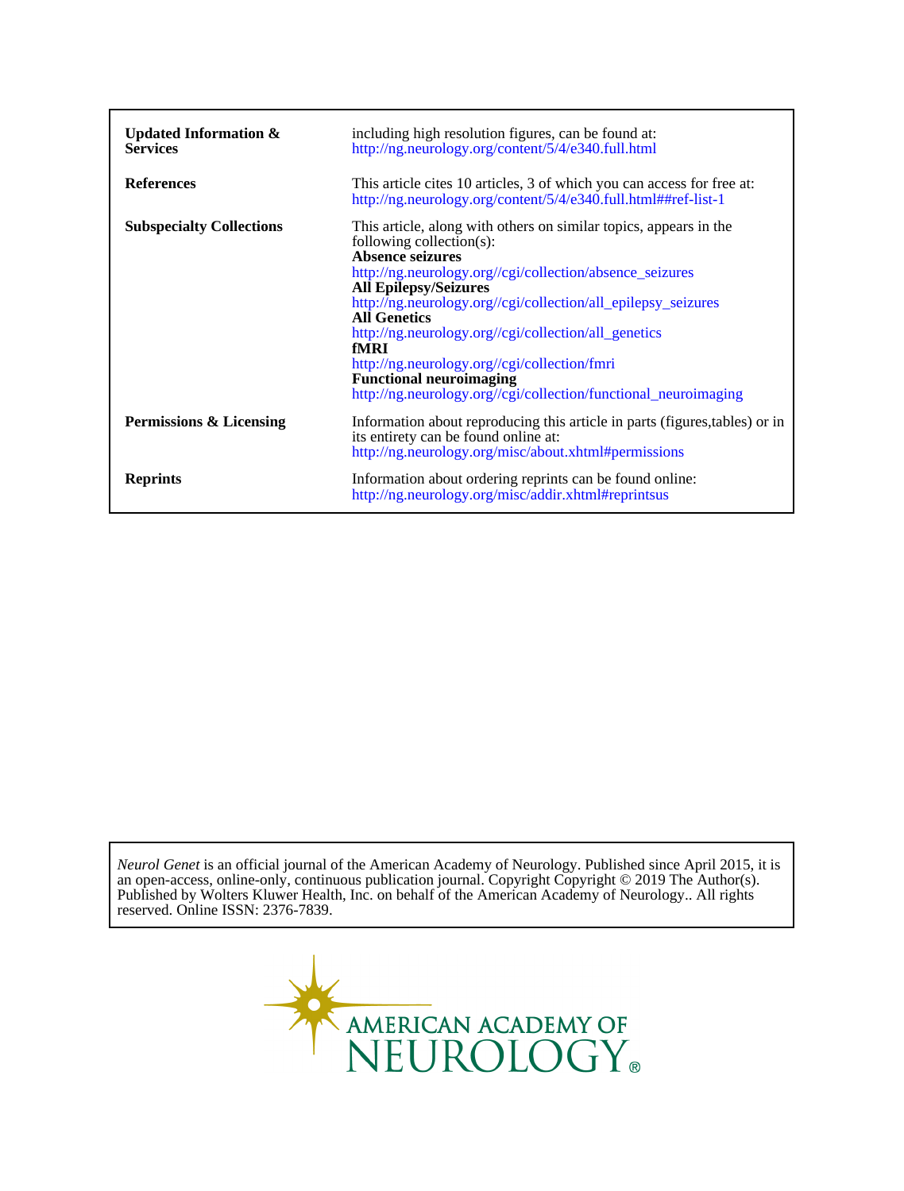| | |
|---|---|
| **Updated Information & Services** | including high resolution figures, can be found at: http://ng.neurology.org/content/5/4/e340.full.html |
| **References** | This article cites 10 articles, 3 of which you can access for free at: http://ng.neurology.org/content/5/4/e340.full.html##ref-list-1 |
| **Subspecialty Collections** | This article, along with others on similar topics, appears in the following collection(s): **Absence seizures** http://ng.neurology.org//cgi/collection/absence_seizures **All Epilepsy/Seizures** http://ng.neurology.org//cgi/collection/all_epilepsy_seizures **All Genetics** http://ng.neurology.org//cgi/collection/all_genetics **fMRI** http://ng.neurology.org//cgi/collection/fmri **Functional neuroimaging** http://ng.neurology.org//cgi/collection/functional_neuroimaging |
| **Permissions & Licensing** | Information about reproducing this article in parts (figures,tables) or in its entirety can be found online at: http://ng.neurology.org/misc/about.xhtml#permissions |
| **Reprints** | Information about ordering reprints can be found online: http://ng.neurology.org/misc/addir.xhtml#reprintsus |

*Neurol Genet* is an official journal of the American Academy of Neurology. Published since April 2015, it is an open-access, online-only, continuous publication journal. Copyright Copyright © 2019 The Author(s). Published by Wolters Kluwer Health, Inc. on behalf of the American Academy of Neurology.. All rights reserved. Online ISSN: 2376-7839.

AMERICAN ACADEMY OF NEUROLOGY®